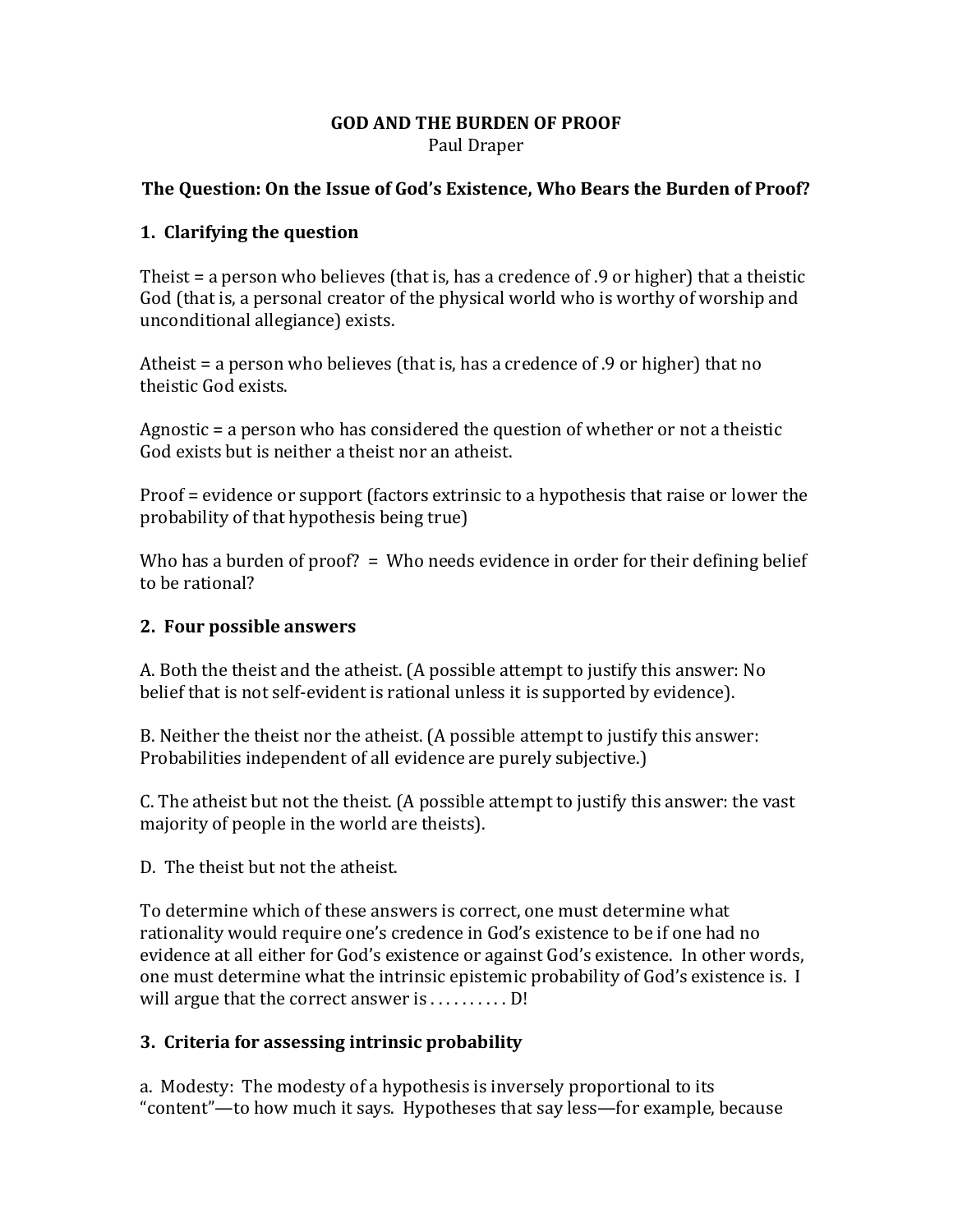# GOD AND THE BURDEN OF PROOF

Paul Draper

## The Question: On the Issue of God's Existence, Who Bears the Burden of Proof?

### 1. Clarifying the question

Theist = a person who believes (that is, has a credence of .9 or higher) that a theistic God (that is, a personal creator of the physical world who is worthy of worship and unconditional allegiance) exists.

Atheist = a person who believes (that is, has a credence of .9 or higher) that no theistic God exists.

Agnostic = a person who has considered the question of whether or not a theistic God exists but is neither a theist nor an atheist.

Proof = evidence or support (factors extrinsic to a hypothesis that raise or lower the probability of that hypothesis being true)

Who has a burden of proof? = Who needs evidence in order for their defining belief to be rational?

### 2. Four possible answers

A. Both the theist and the atheist. (A possible attempt to justify this answer: No belief that is not self-evident is rational unless it is supported by evidence).

B. Neither the theist nor the atheist. (A possible attempt to justify this answer: Probabilities independent of all evidence are purely subjective.)

C. The atheist but not the theist. (A possible attempt to justify this answer: the vast majority of people in the world are theists).

D. The theist but not the atheist.

To determine which of these answers is correct, one must determine what rationality would require one's credence in God's existence to be if one had no evidence at all either for God's existence or against God's existence. In other words, one must determine what the intrinsic epistemic probability of God's existence is. I will argue that the correct answer is . . . . . . . . . . D!

### 3. Criteria for assessing intrinsic probability

a. Modesty: The modesty of a hypothesis is inversely proportional to its "content"—to how much it says. Hypotheses that say less—for example, because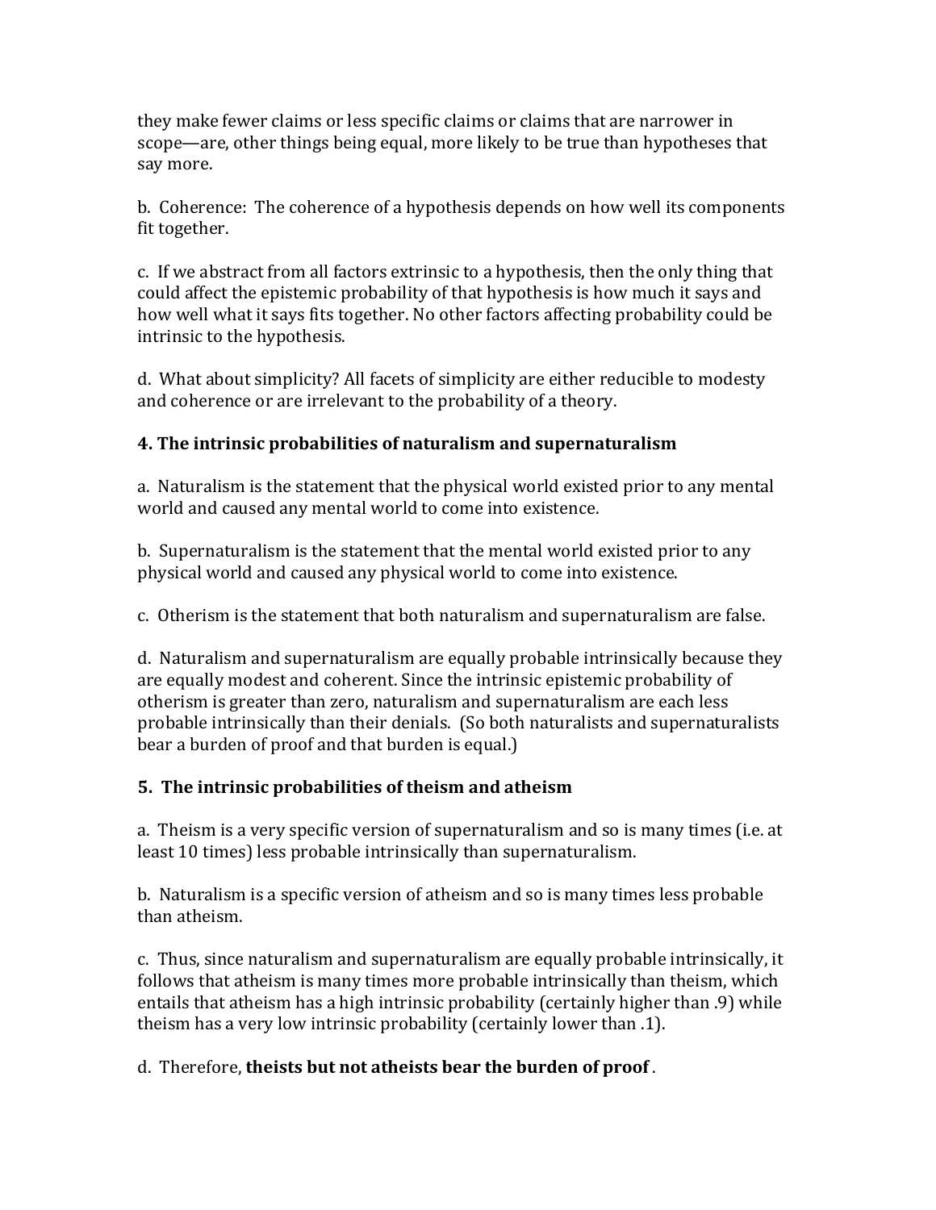they make fewer claims or less specific claims or claims that are narrower in scope—are, other things being equal, more likely to be true than hypotheses that say more.

b. Coherence: The coherence of a hypothesis depends on how well its components fit together.

c. If we abstract from all factors extrinsic to a hypothesis, then the only thing that could affect the epistemic probability of that hypothesis is how much it says and how well what it says fits together. No other factors affecting probability could be intrinsic to the hypothesis.

d. What about simplicity? All facets of simplicity are either reducible to modesty and coherence or are irrelevant to the probability of a theory.

**4. The intrinsic probabilities of naturalism and supernaturalism**

a. Naturalism is the statement that the physical world existed prior to any mental world and caused any mental world to come into existence.

b. Supernaturalism is the statement that the mental world existed prior to any physical world and caused any physical world to come into existence.

c. Otherism is the statement that both naturalism and supernaturalism are false.

d. Naturalism and supernaturalism are equally probable intrinsically because they are equally modest and coherent. Since the intrinsic epistemic probability of otherism is greater than zero, naturalism and supernaturalism are each less probable intrinsically than their denials. (So both naturalists and supernaturalists bear a burden of proof and that burden is equal.)

**5. The intrinsic probabilities of theism and atheism**

a. Theism is a very specific version of supernaturalism and so is many times (i.e. at least 10 times) less probable intrinsically than supernaturalism.

b. Naturalism is a specific version of atheism and so is many times less probable than atheism.

c. Thus, since naturalism and supernaturalism are equally probable intrinsically, it follows that atheism is many times more probable intrinsically than theism, which entails that atheism has a high intrinsic probability (certainly higher than .9) while theism has a very low intrinsic probability (certainly lower than .1).

d. Therefore, **theists but not atheists bear the burden of proof**.